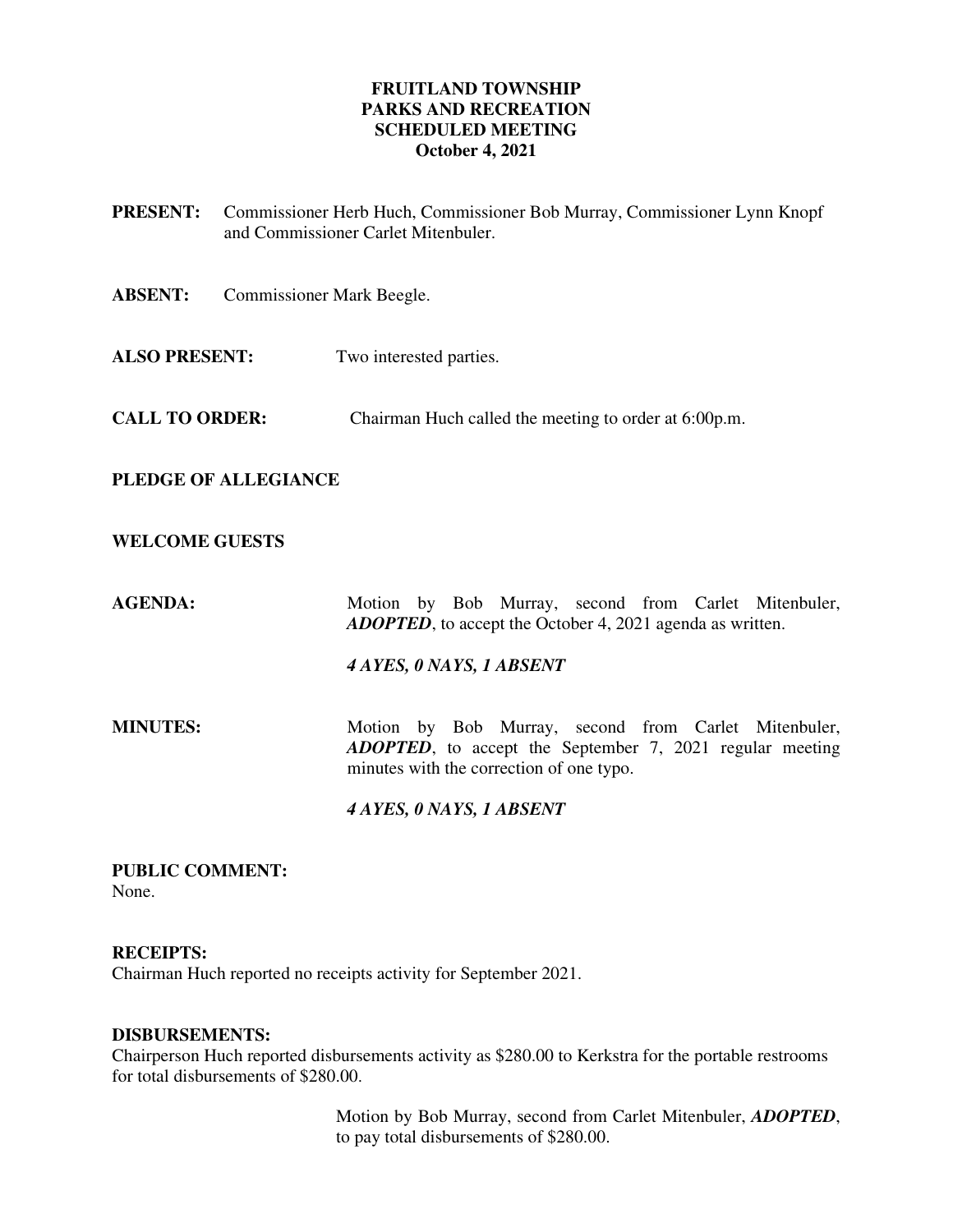# FRUITLAND TOWNSHIP
## PARKS AND RECREATION
## SCHEDULED MEETING
## October 4, 2021

**PRESENT:** Commissioner Herb Huch, Commissioner Bob Murray, Commissioner Lynn Knopf and Commissioner Carlet Mitenbuler.

**ABSENT:** Commissioner Mark Beegle.

**ALSO PRESENT:** Two interested parties.

**CALL TO ORDER:** Chairman Huch called the meeting to order at 6:00p.m.

**PLEDGE OF ALLEGIANCE**

**WELCOME GUESTS**

**AGENDA:** Motion by Bob Murray, second from Carlet Mitenbuler, ***ADOPTED***, to accept the October 4, 2021 agenda as written.

***4 AYES, 0 NAYS, 1 ABSENT***

**MINUTES:** Motion by Bob Murray, second from Carlet Mitenbuler, ***ADOPTED***, to accept the September 7, 2021 regular meeting minutes with the correction of one typo.

***4 AYES, 0 NAYS, 1 ABSENT***

**PUBLIC COMMENT:**
None.

**RECEIPTS:**
Chairman Huch reported no receipts activity for September 2021.

**DISBURSEMENTS:**
Chairperson Huch reported disbursements activity as $280.00 to Kerkstra for the portable restrooms for total disbursements of $280.00.

Motion by Bob Murray, second from Carlet Mitenbuler, ***ADOPTED***, to pay total disbursements of $280.00.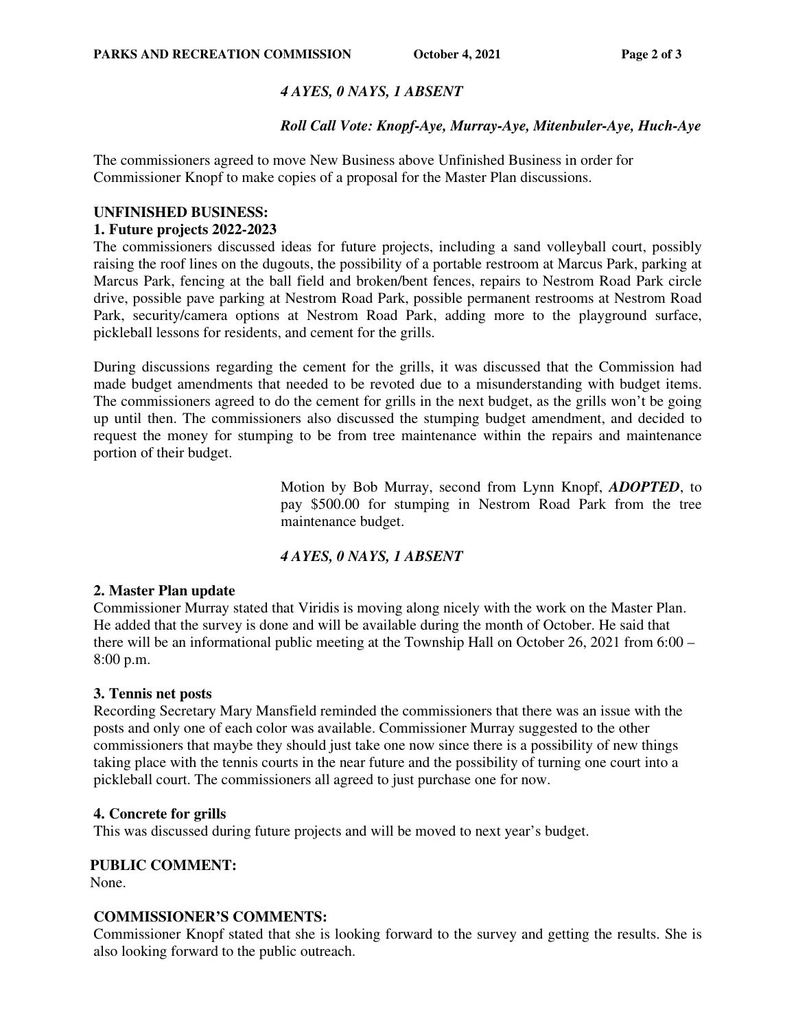*4 AYES, 0 NAYS, 1 ABSENT*

*Roll Call Vote: Knopf-Aye, Murray-Aye, Mitenbuler-Aye, Huch-Aye*

The commissioners agreed to move New Business above Unfinished Business in order for Commissioner Knopf to make copies of a proposal for the Master Plan discussions.

**UNFINISHED BUSINESS:**

**1. Future projects 2022-2023**

The commissioners discussed ideas for future projects, including a sand volleyball court, possibly raising the roof lines on the dugouts, the possibility of a portable restroom at Marcus Park, parking at Marcus Park, fencing at the ball field and broken/bent fences, repairs to Nestrom Road Park circle drive, possible pave parking at Nestrom Road Park, possible permanent restrooms at Nestrom Road Park, security/camera options at Nestrom Road Park, adding more to the playground surface, pickleball lessons for residents, and cement for the grills.

During discussions regarding the cement for the grills, it was discussed that the Commission had made budget amendments that needed to be revoted due to a misunderstanding with budget items. The commissioners agreed to do the cement for grills in the next budget, as the grills won't be going up until then. The commissioners also discussed the stumping budget amendment, and decided to request the money for stumping to be from tree maintenance within the repairs and maintenance portion of their budget.

Motion by Bob Murray, second from Lynn Knopf, ***ADOPTED***, to pay $500.00 for stumping in Nestrom Road Park from the tree maintenance budget.

*4 AYES, 0 NAYS, 1 ABSENT*

**2. Master Plan update**

Commissioner Murray stated that Viridis is moving along nicely with the work on the Master Plan. He added that the survey is done and will be available during the month of October. He said that there will be an informational public meeting at the Township Hall on October 26, 2021 from 6:00 – 8:00 p.m.

**3. Tennis net posts**

Recording Secretary Mary Mansfield reminded the commissioners that there was an issue with the posts and only one of each color was available. Commissioner Murray suggested to the other commissioners that maybe they should just take one now since there is a possibility of new things taking place with the tennis courts in the near future and the possibility of turning one court into a pickleball court. The commissioners all agreed to just purchase one for now.

**4. Concrete for grills**

This was discussed during future projects and will be moved to next year's budget.

**PUBLIC COMMENT:**

None.

**COMMISSIONER'S COMMENTS:**

Commissioner Knopf stated that she is looking forward to the survey and getting the results. She is also looking forward to the public outreach.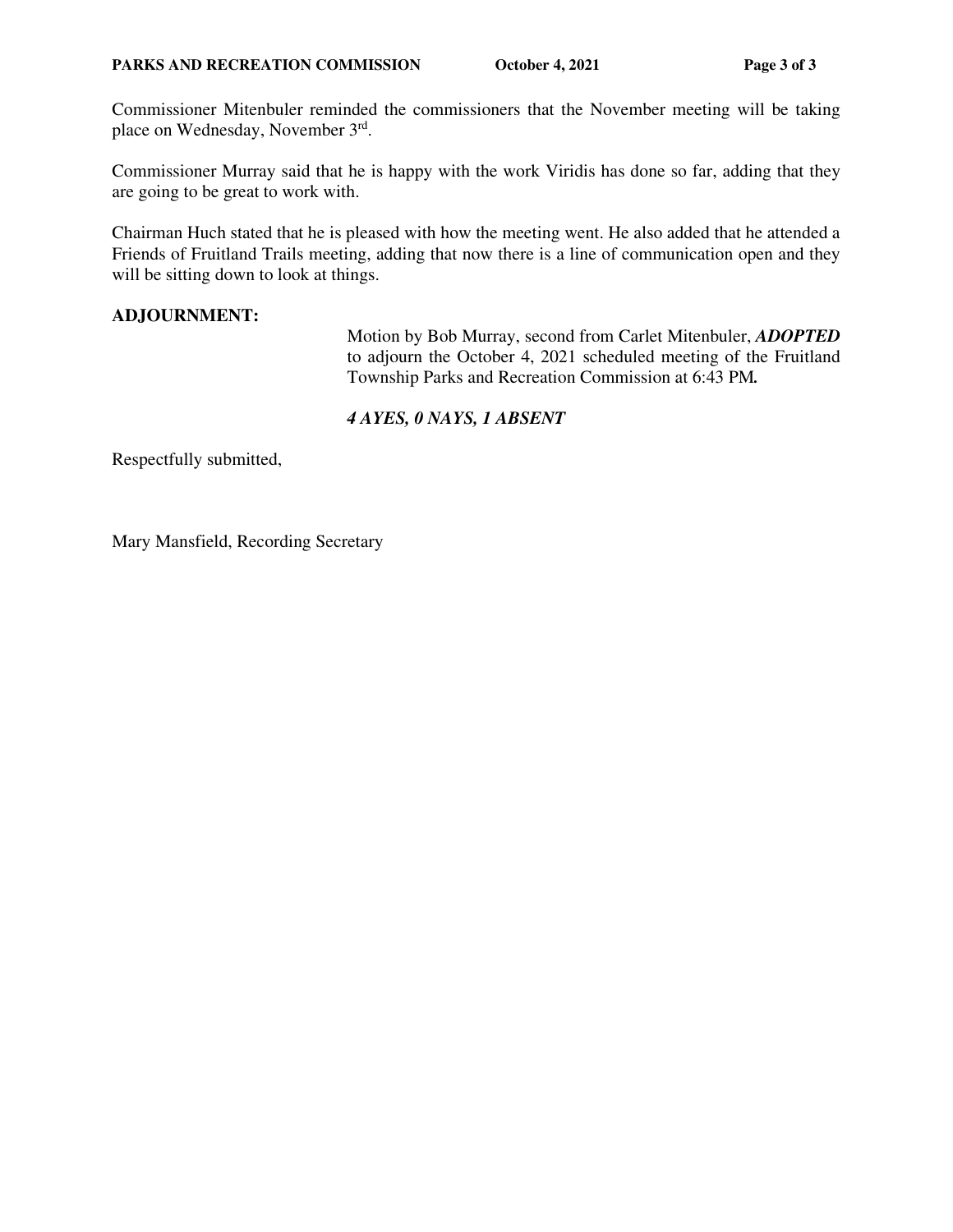Commissioner Mitenbuler reminded the commissioners that the November meeting will be taking place on Wednesday, November 3rd.

Commissioner Murray said that he is happy with the work Viridis has done so far, adding that they are going to be great to work with.

Chairman Huch stated that he is pleased with how the meeting went. He also added that he attended a Friends of Fruitland Trails meeting, adding that now there is a line of communication open and they will be sitting down to look at things.

**ADJOURNMENT:**

Motion by Bob Murray, second from Carlet Mitenbuler, ***ADOPTED*** to adjourn the October 4, 2021 scheduled meeting of the Fruitland Township Parks and Recreation Commission at 6:43 PM**.**

***4 AYES, 0 NAYS, 1 ABSENT***

Respectfully submitted,

Mary Mansfield, Recording Secretary